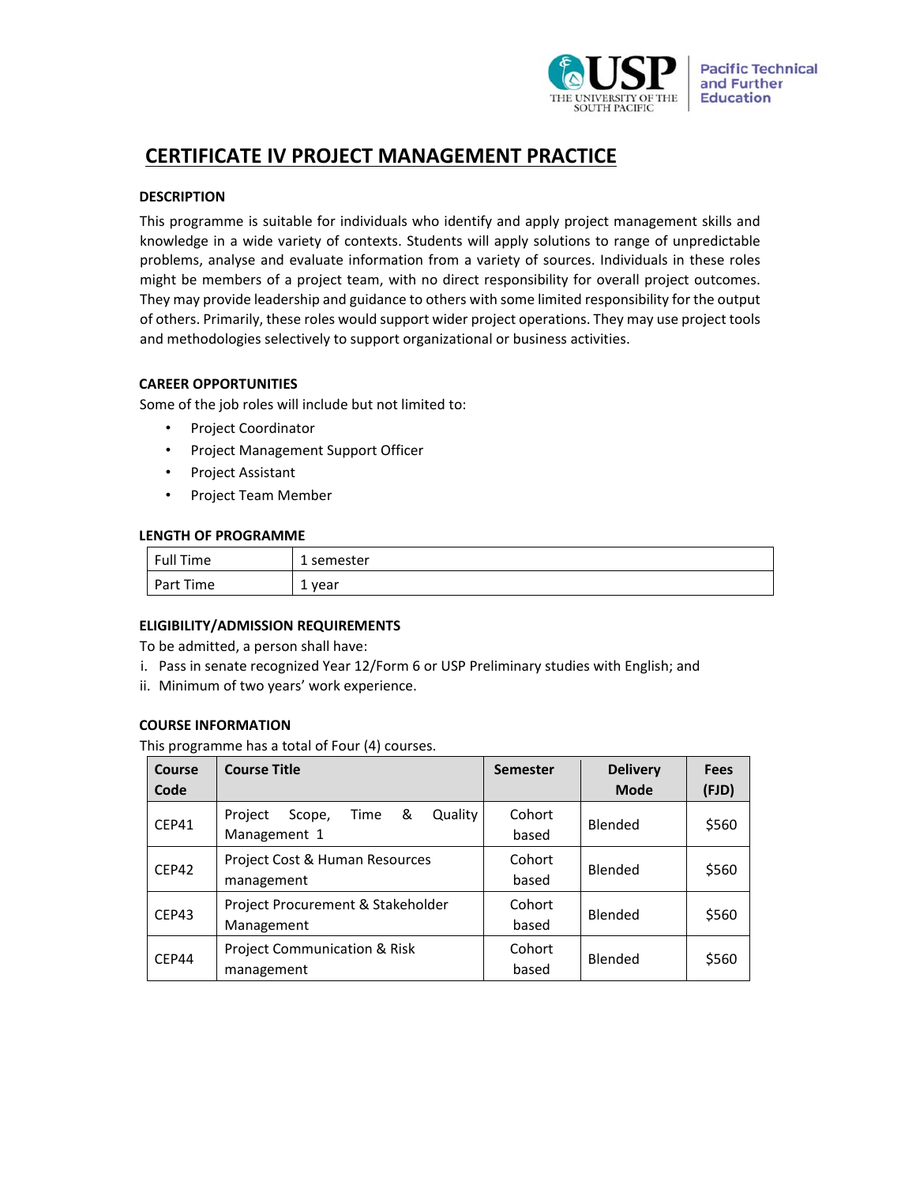USP THE UNIVERSITY OF THE SOUTH PACIFIC | Pacific Technical and Further Education

# CERTIFICATE IV PROJECT MANAGEMENT PRACTICE

### DESCRIPTION

This programme is suitable for individuals who identify and apply project management skills and knowledge in a wide variety of contexts. Students will apply solutions to range of unpredictable problems, analyse and evaluate information from a variety of sources. Individuals in these roles might be members of a project team, with no direct responsibility for overall project outcomes. They may provide leadership and guidance to others with some limited responsibility for the output of others. Primarily, these roles would support wider project operations. They may use project tools and methodologies selectively to support organizational or business activities.

### CAREER OPPORTUNITIES

Some of the job roles will include but not limited to:

- Project Coordinator
- Project Management Support Officer
- Project Assistant
- Project Team Member

### LENGTH OF PROGRAMME

| | |
|---|---|
| Full Time | 1 semester |
| Part Time | 1 year |

### ELIGIBILITY/ADMISSION REQUIREMENTS

To be admitted, a person shall have:

i. Pass in senate recognized Year 12/Form 6 or USP Preliminary studies with English; and
ii. Minimum of two years' work experience.

### COURSE INFORMATION

This programme has a total of Four (4) courses.

| Course Code | Course Title | Semester | Delivery Mode | Fees (FJD) |
|---|---|---|---|---|
| CEP41 | Project Scope, Time & Quality Management 1 | Cohort based | Blended | $560 |
| CEP42 | Project Cost & Human Resources management | Cohort based | Blended | $560 |
| CEP43 | Project Procurement & Stakeholder Management | Cohort based | Blended | $560 |
| CEP44 | Project Communication & Risk management | Cohort based | Blended | $560 |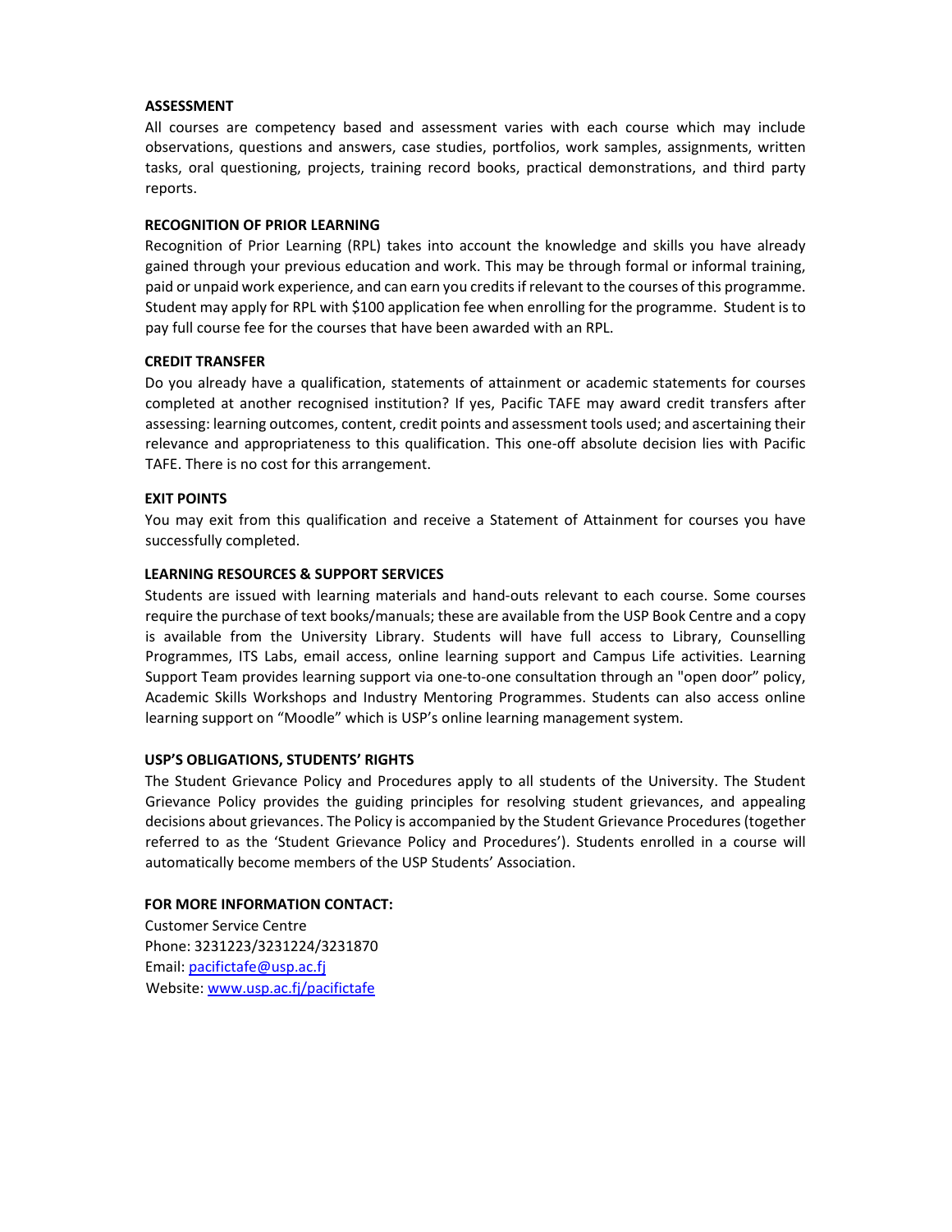### ASSESSMENT

All courses are competency based and assessment varies with each course which may include observations, questions and answers, case studies, portfolios, work samples, assignments, written tasks, oral questioning, projects, training record books, practical demonstrations, and third party reports.

### RECOGNITION OF PRIOR LEARNING

Recognition of Prior Learning (RPL) takes into account the knowledge and skills you have already gained through your previous education and work. This may be through formal or informal training, paid or unpaid work experience, and can earn you credits if relevant to the courses of this programme. Student may apply for RPL with $100 application fee when enrolling for the programme. Student is to pay full course fee for the courses that have been awarded with an RPL.

### CREDIT TRANSFER

Do you already have a qualification, statements of attainment or academic statements for courses completed at another recognised institution? If yes, Pacific TAFE may award credit transfers after assessing: learning outcomes, content, credit points and assessment tools used; and ascertaining their relevance and appropriateness to this qualification. This one-off absolute decision lies with Pacific TAFE. There is no cost for this arrangement.

### EXIT POINTS

You may exit from this qualification and receive a Statement of Attainment for courses you have successfully completed.

### LEARNING RESOURCES & SUPPORT SERVICES

Students are issued with learning materials and hand-outs relevant to each course. Some courses require the purchase of text books/manuals; these are available from the USP Book Centre and a copy is available from the University Library. Students will have full access to Library, Counselling Programmes, ITS Labs, email access, online learning support and Campus Life activities. Learning Support Team provides learning support via one-to-one consultation through an "open door" policy, Academic Skills Workshops and Industry Mentoring Programmes. Students can also access online learning support on "Moodle" which is USP's online learning management system.

### USP'S OBLIGATIONS, STUDENTS' RIGHTS

The Student Grievance Policy and Procedures apply to all students of the University. The Student Grievance Policy provides the guiding principles for resolving student grievances, and appealing decisions about grievances. The Policy is accompanied by the Student Grievance Procedures (together referred to as the 'Student Grievance Policy and Procedures'). Students enrolled in a course will automatically become members of the USP Students' Association.

### FOR MORE INFORMATION CONTACT:

Customer Service Centre
Phone: 3231223/3231224/3231870
Email: pacifictafe@usp.ac.fj
Website: www.usp.ac.fj/pacifictafe